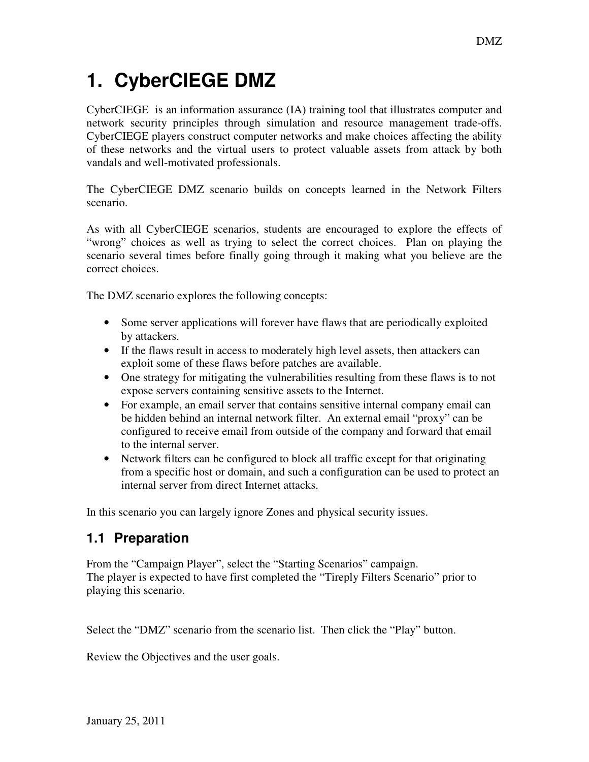# 1. CyberCIEGE DMZ

CyberCIEGE is an information assurance (IA) training tool that illustrates computer and network security principles through simulation and resource management trade-offs. CyberCIEGE players construct computer networks and make choices affecting the ability of these networks and the virtual users to protect valuable assets from attack by both vandals and well-motivated professionals.

The CyberCIEGE DMZ scenario builds on concepts learned in the Network Filters scenario.

As with all CyberCIEGE scenarios, students are encouraged to explore the effects of "wrong" choices as well as trying to select the correct choices. Plan on playing the scenario several times before finally going through it making what you believe are the correct choices.

The DMZ scenario explores the following concepts:

- Some server applications will forever have flaws that are periodically exploited by attackers.
- If the flaws result in access to moderately high level assets, then attackers can exploit some of these flaws before patches are available.
- One strategy for mitigating the vulnerabilities resulting from these flaws is to not expose servers containing sensitive assets to the Internet.
- For example, an email server that contains sensitive internal company email can be hidden behind an internal network filter. An external email "proxy" can be configured to receive email from outside of the company and forward that email to the internal server.
- Network filters can be configured to block all traffic except for that originating from a specific host or domain, and such a configuration can be used to protect an internal server from direct Internet attacks.

In this scenario you can largely ignore Zones and physical security issues.

## 1.1 Preparation

From the "Campaign Player", select the "Starting Scenarios" campaign.
The player is expected to have first completed the "Tireply Filters Scenario" prior to playing this scenario.

Select the "DMZ" scenario from the scenario list. Then click the "Play" button.

Review the Objectives and the user goals.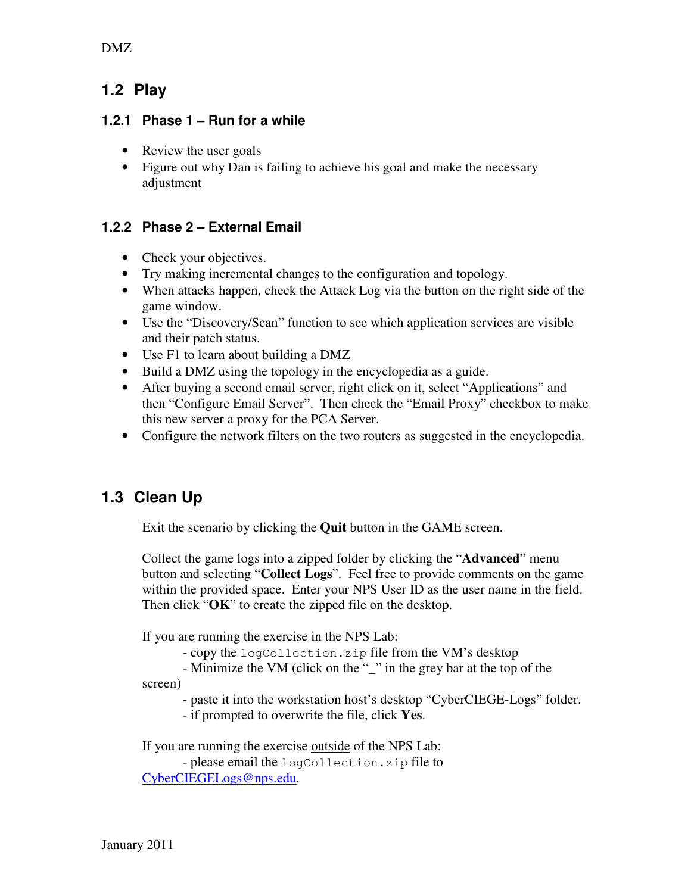## 1.2 Play

### 1.2.1 Phase 1 – Run for a while

- Review the user goals
- Figure out why Dan is failing to achieve his goal and make the necessary adjustment

### 1.2.2 Phase 2 – External Email

- Check your objectives.
- Try making incremental changes to the configuration and topology.
- When attacks happen, check the Attack Log via the button on the right side of the game window.
- Use the "Discovery/Scan" function to see which application services are visible and their patch status.
- Use F1 to learn about building a DMZ
- Build a DMZ using the topology in the encyclopedia as a guide.
- After buying a second email server, right click on it, select "Applications" and then "Configure Email Server". Then check the "Email Proxy" checkbox to make this new server a proxy for the PCA Server.
- Configure the network filters on the two routers as suggested in the encyclopedia.

## 1.3 Clean Up

Exit the scenario by clicking the **Quit** button in the GAME screen.

Collect the game logs into a zipped folder by clicking the "**Advanced**" menu button and selecting "**Collect Logs**". Feel free to provide comments on the game within the provided space. Enter your NPS User ID as the user name in the field. Then click "**OK**" to create the zipped file on the desktop.

If you are running the exercise in the NPS Lab:

- copy the `logCollection.zip` file from the VM's desktop
- Minimize the VM (click on the "_" in the grey bar at the top of the screen)
- paste it into the workstation host's desktop "CyberCIEGE-Logs" folder.
- if prompted to overwrite the file, click **Yes**.

If you are running the exercise outside of the NPS Lab:

- please email the `logCollection.zip` file to CyberCIEGELogs@nps.edu.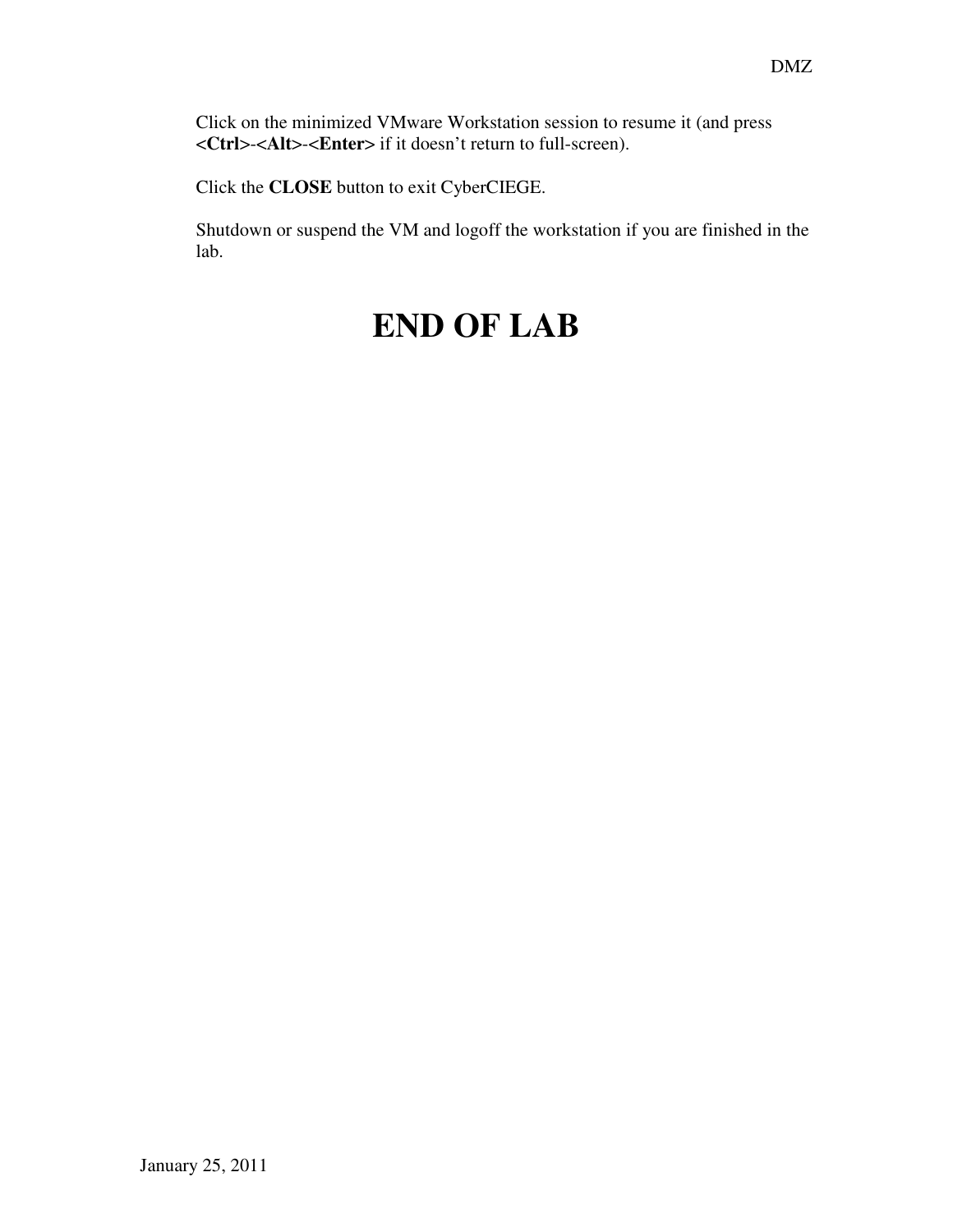Click on the minimized VMware Workstation session to resume it (and press **<Ctrl>**-**<Alt>**-**<Enter>** if it doesn't return to full-screen).

Click the **CLOSE** button to exit CyberCIEGE.

Shutdown or suspend the VM and logoff the workstation if you are finished in the lab.

# END OF LAB